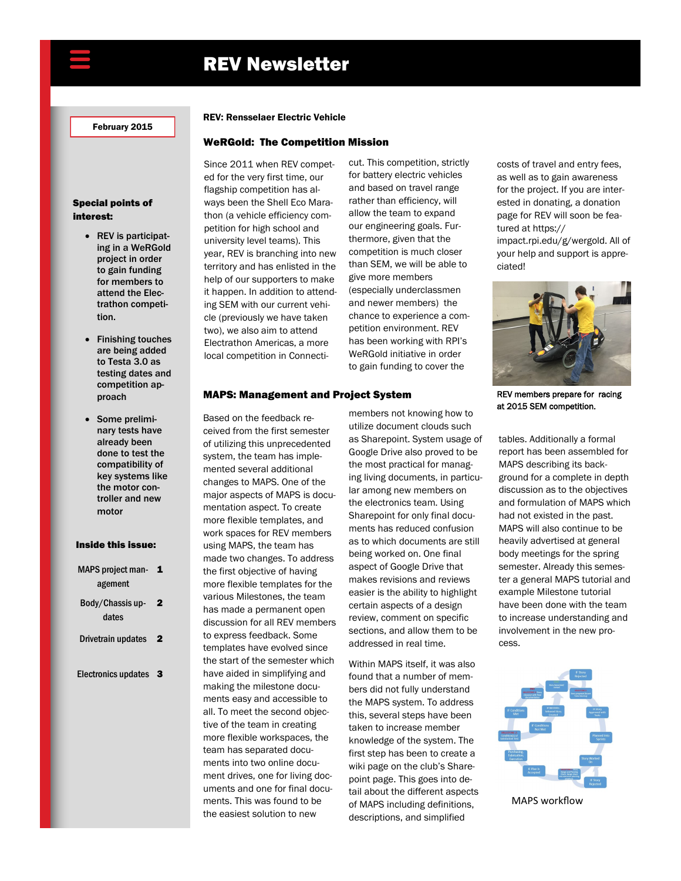# REV Newsletter

**February 2015**

**Special points of interest:**

- REV is participating in a WeRGold project in order to gain funding for members to attend the Electrathon competition.
- Finishing touches are being added to Testa 3.0 as testing dates and competition approach
- Some preliminary tests have already been done to test the compatibility of key systems like the motor controller and new motor

**Inside this issue:**

| | |
|---|---|
| MAPS project management | 1 |
| Body/Chassis updates | 2 |
| Drivetrain updates | 2 |
| Electronics updates | 3 |

**REV: Rensselaer Electric Vehicle**

## WeRGold: The Competition Mission

Since 2011 when REV competed for the very first time, our flagship competition has always been the Shell Eco Marathon (a vehicle efficiency competition for high school and university level teams). This year, REV is branching into new territory and has enlisted in the help of our supporters to make it happen. In addition to attending SEM with our current vehicle (previously we have taken two), we also aim to attend Electrathon Americas, a more local competition in Connecticut. This competition, strictly for battery electric vehicles and based on travel range rather than efficiency, will allow the team to expand our engineering goals. Furthermore, given that the competition is much closer than SEM, we will be able to give more members (especially underclassmen and newer members) the chance to experience a competition environment. REV has been working with RPI's WeRGold initiative in order to gain funding to cover the costs of travel and entry fees, as well as to gain awareness for the project. If you are interested in donating, a donation page for REV will soon be featured at https://impact.rpi.edu/g/wergold. All of your help and support is appreciated!

REV members prepare for racing at 2015 SEM competition.

## MAPS: Management and Project System

Based on the feedback received from the first semester of utilizing this unprecedented system, the team has implemented several additional changes to MAPS. One of the major aspects of MAPS is documentation aspect. To create more flexible templates, and work spaces for REV members using MAPS, the team has made two changes. To address the first objective of having more flexible templates for the various Milestones, the team has made a permanent open discussion for all REV members to express feedback. Some templates have evolved since the start of the semester which have aided in simplifying and making the milestone documents easy and accessible to all. To meet the second objective of the team in creating more flexible workspaces, the team has separated documents into two online document drives, one for living documents and one for final documents. This was found to be the easiest solution to new members not knowing how to utilize document clouds such as Sharepoint. System usage of Google Drive also proved to be the most practical for managing living documents, in particular among new members on the electronics team. Using Sharepoint for only final documents has reduced confusion as to which documents are still being worked on. One final aspect of Google Drive that makes revisions and reviews easier is the ability to highlight certain aspects of a design review, comment on specific sections, and allow them to be addressed in real time.

Within MAPS itself, it was also found that a number of members did not fully understand the MAPS system. To address this, several steps have been taken to increase member knowledge of the system. The first step has been to create a wiki page on the club's Sharepoint page. This goes into detail about the different aspects of MAPS including definitions, descriptions, and simplified tables. Additionally a formal report has been assembled for MAPS describing its background for a complete in depth discussion as to the objectives and formulation of MAPS which had not existed in the past. MAPS will also continue to be heavily advertised at general body meetings for the spring semester. Already this semester a general MAPS tutorial and example Milestone tutorial have been done with the team to increase understanding and involvement in the new process.

MAPS workflow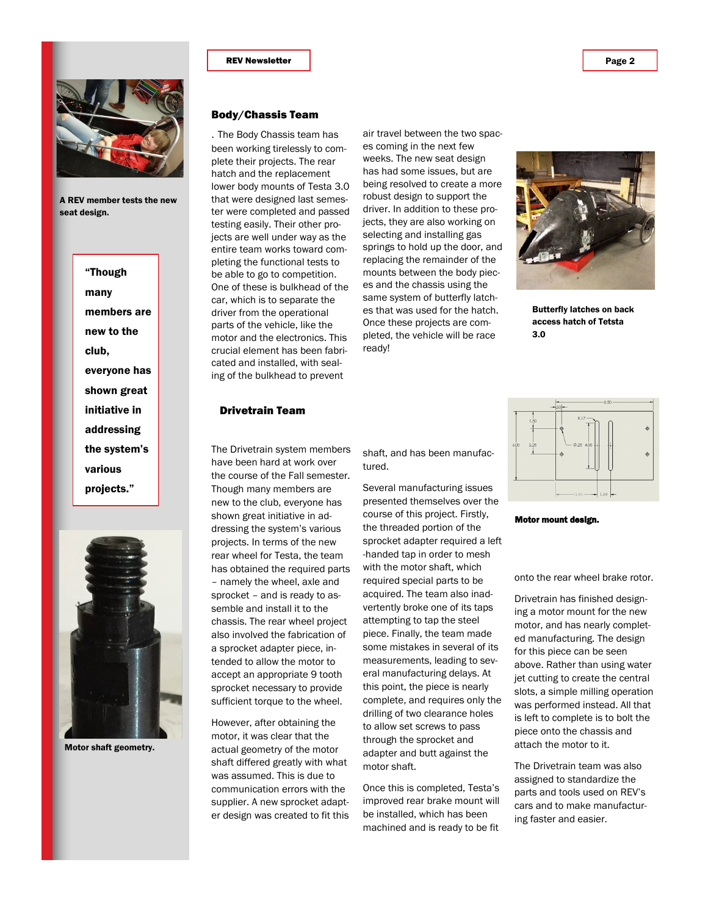## Body/Chassis Team

. The Body Chassis team has been working tirelessly to complete their projects. The rear hatch and the replacement lower body mounts of Testa 3.0 that were designed last semester were completed and passed testing easily. Their other projects are well under way as the entire team works toward completing the functional tests to be able to go to competition. One of these is bulkhead of the car, which is to separate the driver from the operational parts of the vehicle, like the motor and the electronics. This crucial element has been fabricated and installed, with sealing of the bulkhead to prevent air travel between the two spaces coming in the next few weeks. The new seat design has had some issues, but are being resolved to create a more robust design to support the driver. In addition to these projects, they are also working on selecting and installing gas springs to hold up the door, and replacing the remainder of the mounts between the body pieces and the chassis using the same system of butterfly latches that was used for the hatch. Once these projects are completed, the vehicle will be race ready!

**A REV member tests the new seat design.**

**Butterfly latches on back access hatch of Tetsta 3.0**

## Drivetrain Team

The Drivetrain system members have been hard at work over the course of the Fall semester. Though many members are new to the club, everyone has shown great initiative in addressing the system's various projects. In terms of the new rear wheel for Testa, the team has obtained the required parts – namely the wheel, axle and sprocket – and is ready to assemble and install it to the chassis. The rear wheel project also involved the fabrication of a sprocket adapter piece, intended to allow the motor to accept an appropriate 9 tooth sprocket necessary to provide sufficient torque to the wheel.

However, after obtaining the motor, it was clear that the actual geometry of the motor shaft differed greatly with what was assumed. This is due to communication errors with the supplier. A new sprocket adapter design was created to fit this shaft, and has been manufactured.

Several manufacturing issues presented themselves over the course of this project. Firstly, the threaded portion of the sprocket adapter required a left-handed tap in order to mesh with the motor shaft, which required special parts to be acquired. The team also inadvertently broke one of its taps attempting to tap the steel piece. Finally, the team made some mistakes in several of its measurements, leading to several manufacturing delays. At this point, the piece is nearly complete, and requires only the drilling of two clearance holes to allow set screws to pass through the sprocket and adapter and butt against the motor shaft.

Once this is completed, Testa's improved rear brake mount will be installed, which has been machined and is ready to be fit onto the rear wheel brake rotor.

Drivetrain has finished designing a motor mount for the new motor, and has nearly completed manufacturing. The design for this piece can be seen above. Rather than using water jet cutting to create the central slots, a simple milling operation was performed instead. All that is left to complete is to bolt the piece onto the chassis and attach the motor to it.

The Drivetrain team was also assigned to standardize the parts and tools used on REV's cars and to make manufacturing faster and easier.

**"Though many members are new to the club, everyone has shown great initiative in addressing the system's various projects."**

**Motor mount design.**

**Motor shaft geometry.**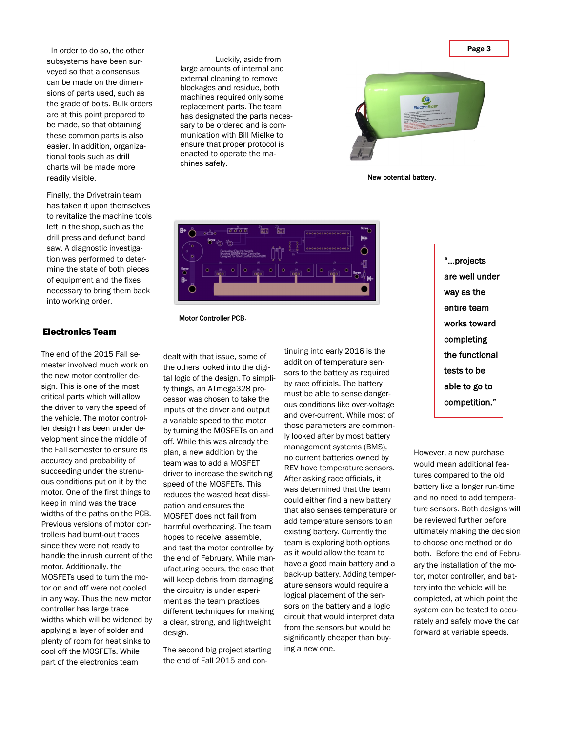In order to do so, the other subsystems have been surveyed so that a consensus can be made on the dimensions of parts used, such as the grade of bolts. Bulk orders are at this point prepared to be made, so that obtaining these common parts is also easier. In addition, organizational tools such as drill charts will be made more readily visible.

Finally, the Drivetrain team has taken it upon themselves to revitalize the machine tools left in the shop, such as the drill press and defunct band saw. A diagnostic investigation was performed to determine the state of both pieces of equipment and the fixes necessary to bring them back into working order.

Luckily, aside from large amounts of internal and external cleaning to remove blockages and residue, both machines required only some replacement parts. The team has designated the parts necessary to be ordered and is communication with Bill Mielke to ensure that proper protocol is enacted to operate the machines safely.

New potential battery.

Motor Controller PCB.

### Electronics Team

The end of the 2015 Fall semester involved much work on the new motor controller design. This is one of the most critical parts which will allow the driver to vary the speed of the vehicle. The motor controller design has been under development since the middle of the Fall semester to ensure its accuracy and probability of succeeding under the strenuous conditions put on it by the motor. One of the first things to keep in mind was the trace widths of the paths on the PCB. Previous versions of motor controllers had burnt-out traces since they were not ready to handle the inrush current of the motor. Additionally, the MOSFETs used to turn the motor on and off were not cooled in any way. Thus the new motor controller has large trace widths which will be widened by applying a layer of solder and plenty of room for heat sinks to cool off the MOSFETs. While part of the electronics team dealt with that issue, some of the others looked into the digital logic of the design. To simplify things, an ATmega328 processor was chosen to take the inputs of the driver and output a variable speed to the motor by turning the MOSFETs on and off. While this was already the plan, a new addition by the team was to add a MOSFET driver to increase the switching speed of the MOSFETs. This reduces the wasted heat dissipation and ensures the MOSFET does not fail from harmful overheating. The team hopes to receive, assemble, and test the motor controller by the end of February. While manufacturing occurs, the case that will keep debris from damaging the circuitry is under experiment as the team practices different techniques for making a clear, strong, and lightweight design.

The second big project starting the end of Fall 2015 and continuing into early 2016 is the addition of temperature sensors to the battery as required by race officials. The battery must be able to sense dangerous conditions like over-voltage and over-current. While most of those parameters are commonly looked after by most battery management systems (BMS), no current batteries owned by REV have temperature sensors. After asking race officials, it was determined that the team could either find a new battery that also senses temperature or add temperature sensors to an existing battery. Currently the team is exploring both options as it would allow the team to have a good main battery and a back-up battery. Adding temperature sensors would require a logical placement of the sensors on the battery and a logic circuit that would interpret data from the sensors but would be significantly cheaper than buying a new one.

> **"...projects are well under way as the entire team works toward completing the functional tests to be able to go to competition."**

However, a new purchase would mean additional features compared to the old battery like a longer run-time and no need to add temperature sensors. Both designs will be reviewed further before ultimately making the decision to choose one method or do both. Before the end of February the installation of the motor, motor controller, and battery into the vehicle will be completed, at which point the system can be tested to accurately and safely move the car forward at variable speeds.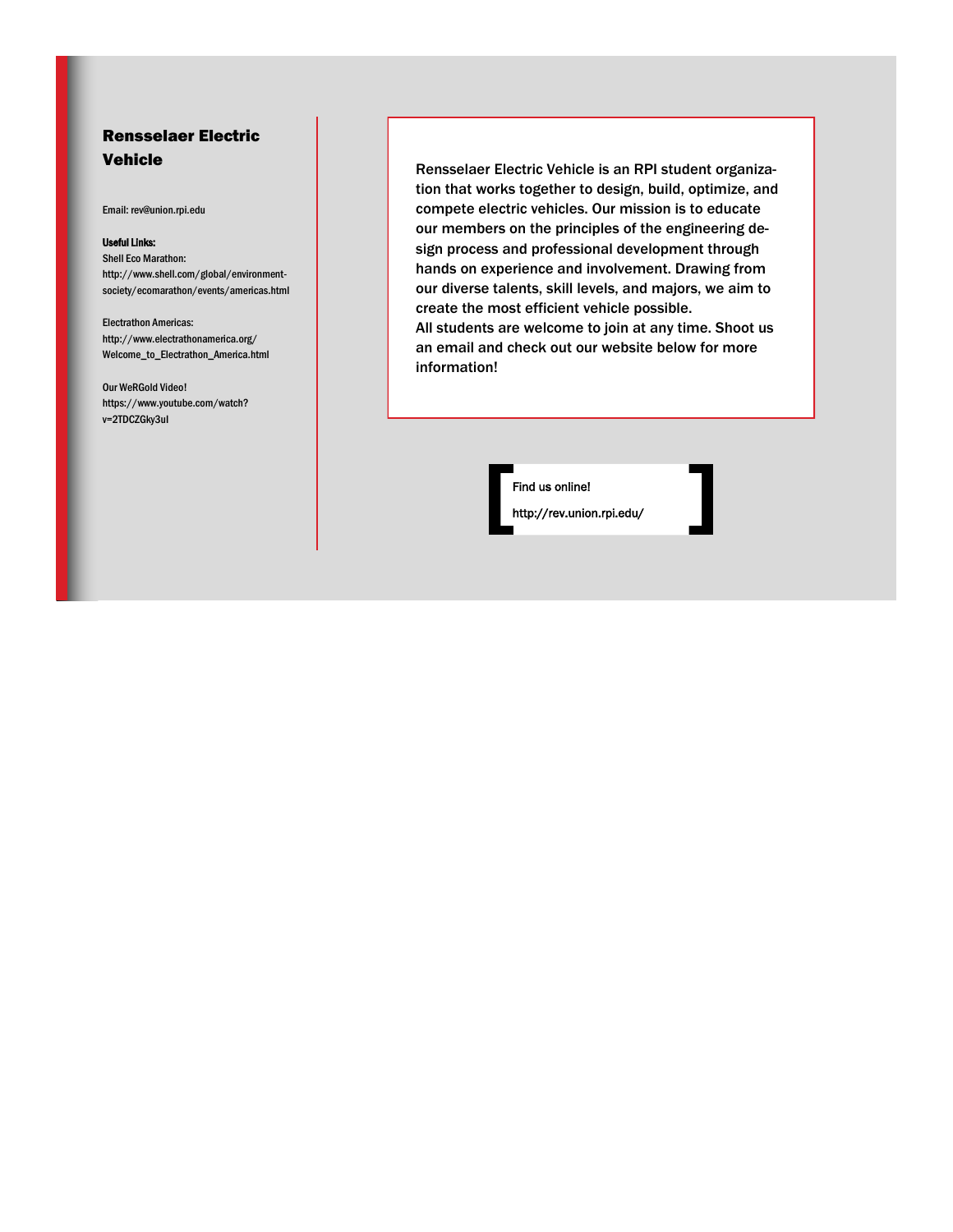## Rensselaer Electric Vehicle

Email: rev@union.rpi.edu

**Useful Links:**

Shell Eco Marathon:
http://www.shell.com/global/environment-society/ecomarathon/events/americas.html

Electrathon Americas:
http://www.electrathonamerica.org/Welcome_to_Electrathon_America.html

Our WeRGold Video!
https://www.youtube.com/watch?v=2TDCZGky3uI

Rensselaer Electric Vehicle is an RPI student organization that works together to design, build, optimize, and compete electric vehicles. Our mission is to educate our members on the principles of the engineering design process and professional development through hands on experience and involvement. Drawing from our diverse talents, skill levels, and majors, we aim to create the most efficient vehicle possible.
All students are welcome to join at any time. Shoot us an email and check out our website below for more information!

Find us online!

http://rev.union.rpi.edu/